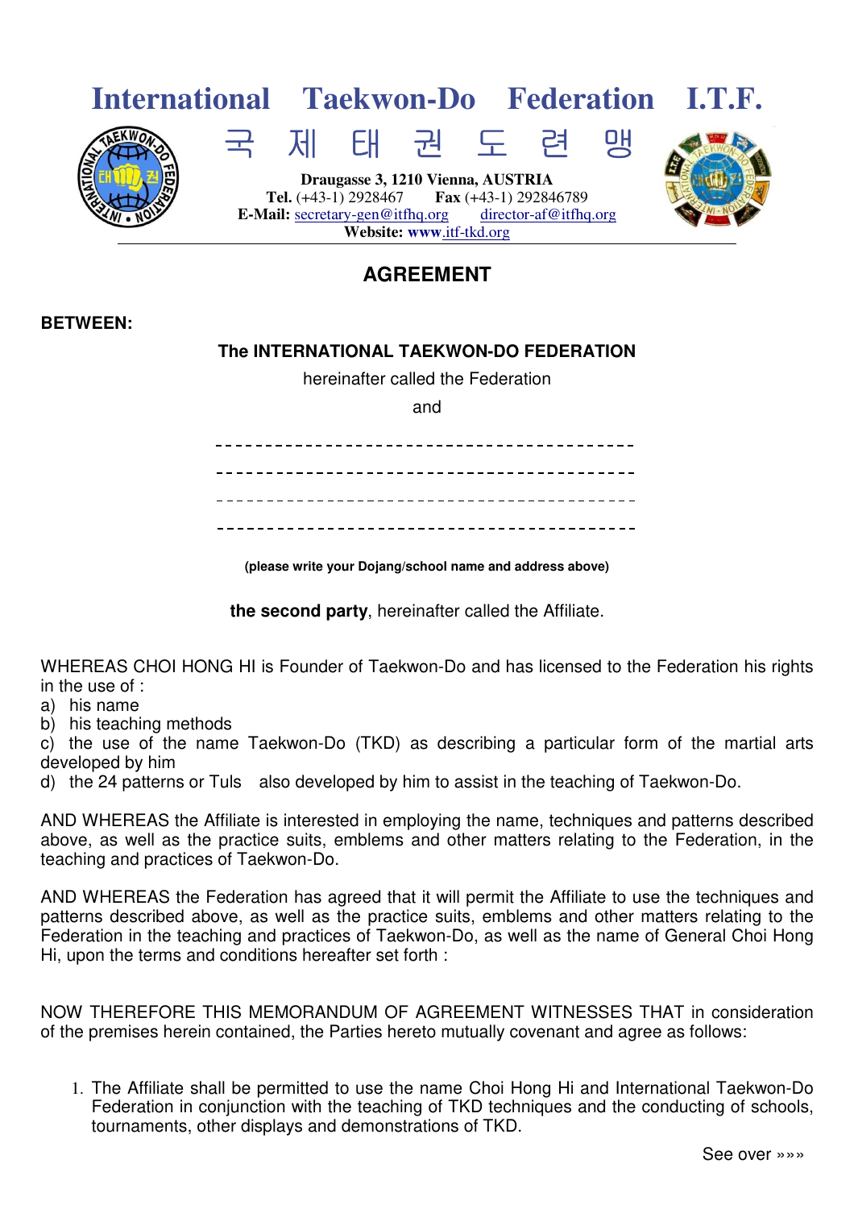# International Taekwon-Do Federation I.T.F.

국 제 태 권 도 련 맹

**Draugasse 3, 1210 Vienna, AUSTRIA**
**Tel.** (+43-1) 2928467 **Fax** (+43-1) 292846789
**E-Mail:** secretary-gen@itfhq.org director-af@itfhq.org
**Website: www**.itf-tkd.org

## AGREEMENT

**BETWEEN:**

**The INTERNATIONAL TAEKWON-DO FEDERATION**

hereinafter called the Federation

and

------------------------------------------

------------------------------------------

------------------------------------------

------------------------------------------

**(please write your Dojang/school name and address above)**

**the second party**, hereinafter called the Affiliate.

WHEREAS CHOI HONG HI is Founder of Taekwon-Do and has licensed to the Federation his rights in the use of :

a) his name
b) his teaching methods
c) the use of the name Taekwon-Do (TKD) as describing a particular form of the martial arts developed by him
d) the 24 patterns or Tuls also developed by him to assist in the teaching of Taekwon-Do.

AND WHEREAS the Affiliate is interested in employing the name, techniques and patterns described above, as well as the practice suits, emblems and other matters relating to the Federation, in the teaching and practices of Taekwon-Do.

AND WHEREAS the Federation has agreed that it will permit the Affiliate to use the techniques and patterns described above, as well as the practice suits, emblems and other matters relating to the Federation in the teaching and practices of Taekwon-Do, as well as the name of General Choi Hong Hi, upon the terms and conditions hereafter set forth :

NOW THEREFORE THIS MEMORANDUM OF AGREEMENT WITNESSES THAT in consideration of the premises herein contained, the Parties hereto mutually covenant and agree as follows:

1. The Affiliate shall be permitted to use the name Choi Hong Hi and International Taekwon-Do Federation in conjunction with the teaching of TKD techniques and the conducting of schools, tournaments, other displays and demonstrations of TKD.

See over »»»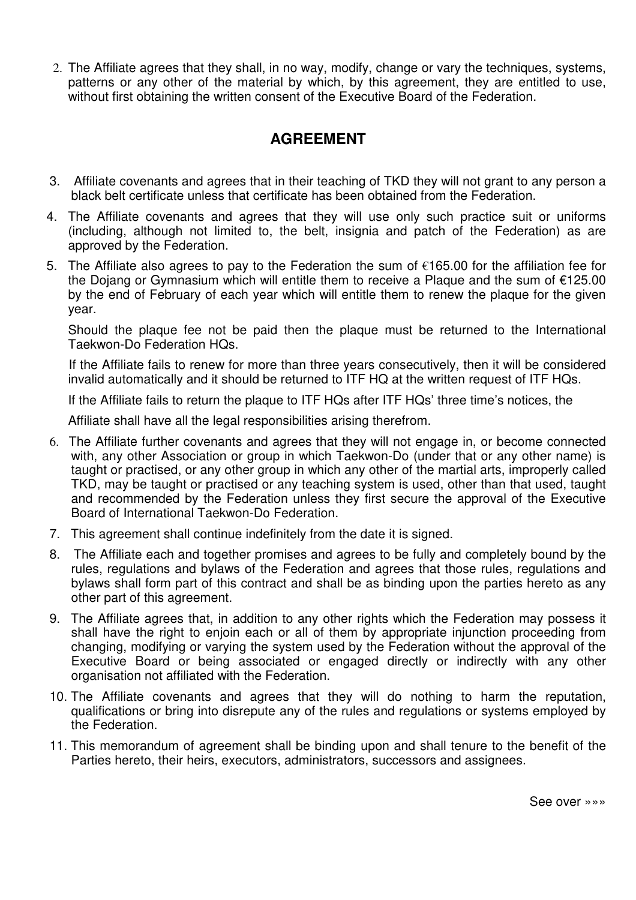2. The Affiliate agrees that they shall, in no way, modify, change or vary the techniques, systems, patterns or any other of the material by which, by this agreement, they are entitled to use, without first obtaining the written consent of the Executive Board of the Federation.

## AGREEMENT

3. Affiliate covenants and agrees that in their teaching of TKD they will not grant to any person a black belt certificate unless that certificate has been obtained from the Federation.

4. The Affiliate covenants and agrees that they will use only such practice suit or uniforms (including, although not limited to, the belt, insignia and patch of the Federation) as are approved by the Federation.

5. The Affiliate also agrees to pay to the Federation the sum of €165.00 for the affiliation fee for the Dojang or Gymnasium which will entitle them to receive a Plaque and the sum of €125.00 by the end of February of each year which will entitle them to renew the plaque for the given year.

   Should the plaque fee not be paid then the plaque must be returned to the International Taekwon-Do Federation HQs.

   If the Affiliate fails to renew for more than three years consecutively, then it will be considered invalid automatically and it should be returned to ITF HQ at the written request of ITF HQs.

   If the Affiliate fails to return the plaque to ITF HQs after ITF HQs' three time's notices, the

   Affiliate shall have all the legal responsibilities arising therefrom.

6. The Affiliate further covenants and agrees that they will not engage in, or become connected with, any other Association or group in which Taekwon-Do (under that or any other name) is taught or practised, or any other group in which any other of the martial arts, improperly called TKD, may be taught or practised or any teaching system is used, other than that used, taught and recommended by the Federation unless they first secure the approval of the Executive Board of International Taekwon-Do Federation.

7. This agreement shall continue indefinitely from the date it is signed.

8. The Affiliate each and together promises and agrees to be fully and completely bound by the rules, regulations and bylaws of the Federation and agrees that those rules, regulations and bylaws shall form part of this contract and shall be as binding upon the parties hereto as any other part of this agreement.

9. The Affiliate agrees that, in addition to any other rights which the Federation may possess it shall have the right to enjoin each or all of them by appropriate injunction proceeding from changing, modifying or varying the system used by the Federation without the approval of the Executive Board or being associated or engaged directly or indirectly with any other organisation not affiliated with the Federation.

10. The Affiliate covenants and agrees that they will do nothing to harm the reputation, qualifications or bring into disrepute any of the rules and regulations or systems employed by the Federation.

11. This memorandum of agreement shall be binding upon and shall tenure to the benefit of the Parties hereto, their heirs, executors, administrators, successors and assignees.

See over »»»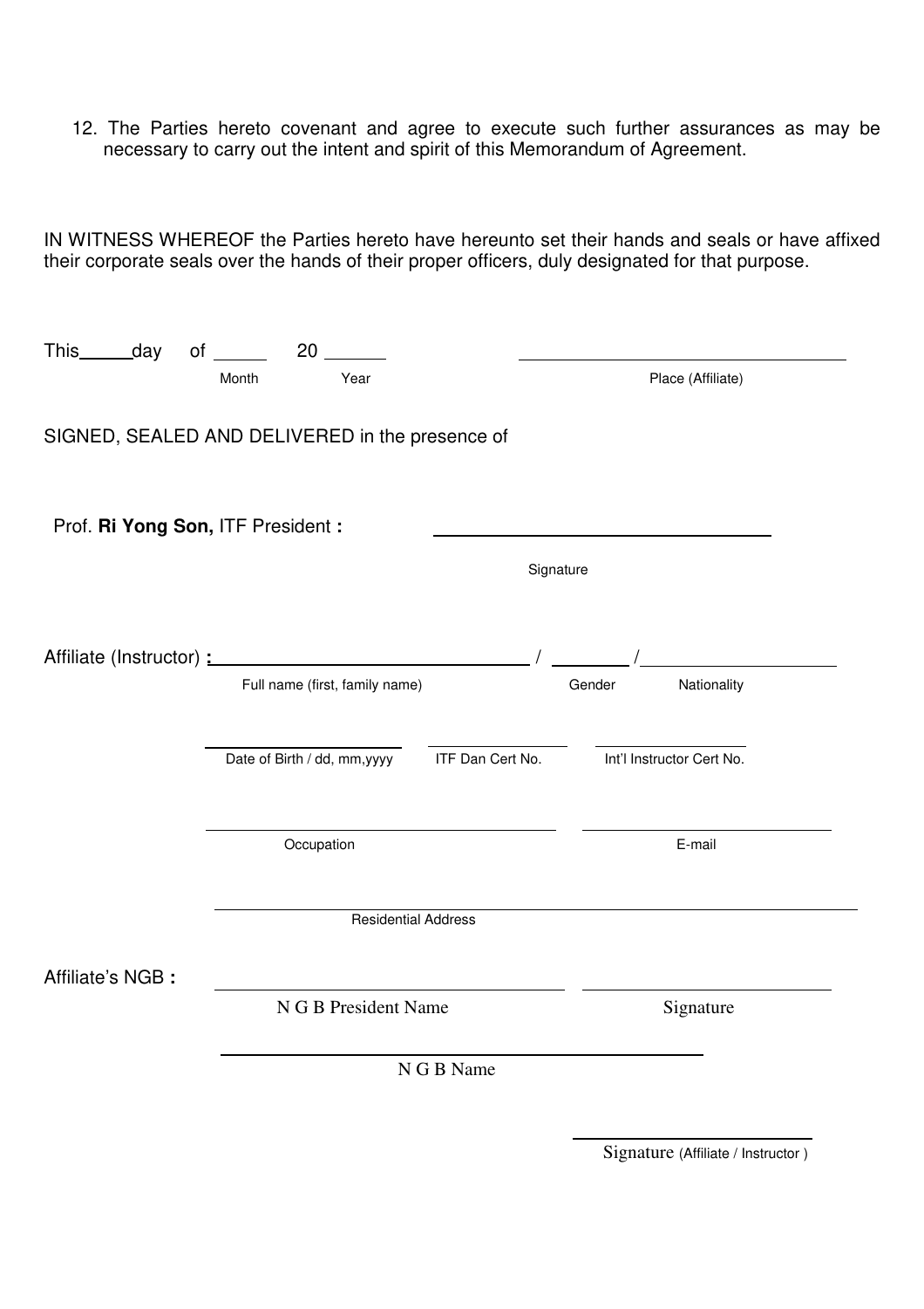12. The Parties hereto covenant and agree to execute such further assurances as may be necessary to carry out the intent and spirit of this Memorandum of Agreement.

IN WITNESS WHEREOF the Parties hereto have hereunto set their hands and seals or have affixed their corporate seals over the hands of their proper officers, duly designated for that purpose.

This_____day of _____ 20 ______ ____________________________________

Month Year Place (Affiliate)

SIGNED, SEALED AND DELIVERED in the presence of

Prof. **Ri Yong Son,** ITF President **:** ____________________________________

Signature

Affiliate (Instructor) **:** ______________________________ / ________ / ____________________

Full name (first, family name) Gender Nationality

____________________ ________________ ________________

Date of Birth / dd, mm,yyyy ITF Dan Cert No. Int'l Instructor Cert No.

______________________________________ ______________________________

Occupation E-mail

______________________________________________________________________

Residential Address

Affiliate's NGB **:** ______________________________________ ______________________________

N G B President Name Signature

______________________________________________________

N G B Name

______________________________

Signature (Affiliate / Instructor )